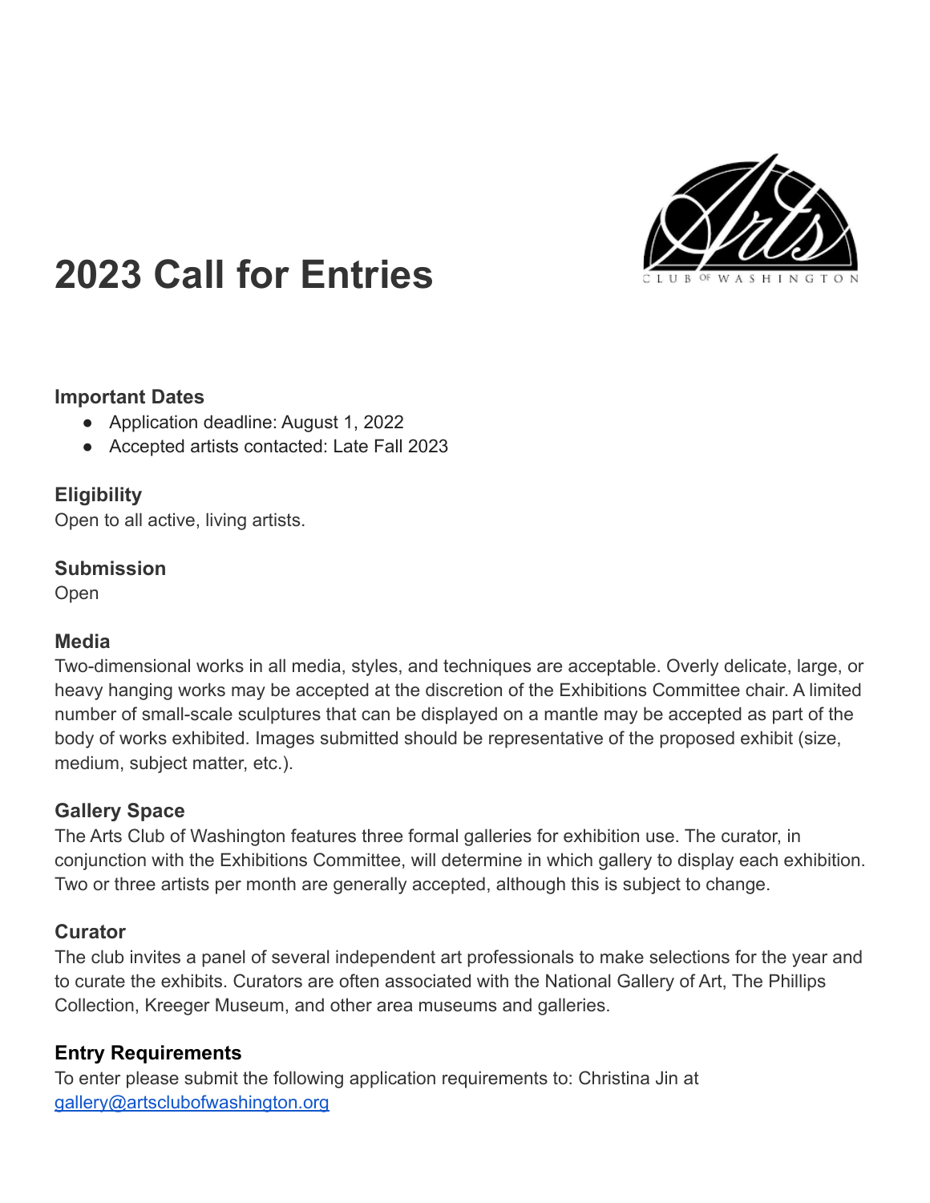# 2023 Call for Entries

### Important Dates

- Application deadline: August 1, 2022
- Accepted artists contacted: Late Fall 2023

### Eligibility

Open to all active, living artists.

### Submission

Open

### Media

Two-dimensional works in all media, styles, and techniques are acceptable. Overly delicate, large, or heavy hanging works may be accepted at the discretion of the Exhibitions Committee chair. A limited number of small-scale sculptures that can be displayed on a mantle may be accepted as part of the body of works exhibited. Images submitted should be representative of the proposed exhibit (size, medium, subject matter, etc.).

### Gallery Space

The Arts Club of Washington features three formal galleries for exhibition use. The curator, in conjunction with the Exhibitions Committee, will determine in which gallery to display each exhibition. Two or three artists per month are generally accepted, although this is subject to change.

### Curator

The club invites a panel of several independent art professionals to make selections for the year and to curate the exhibits. Curators are often associated with the National Gallery of Art, The Phillips Collection, Kreeger Museum, and other area museums and galleries.

### Entry Requirements

To enter please submit the following application requirements to: Christina Jin at [gallery@artsclubofwashington.org](mailto:gallery@artsclubofwashington.org)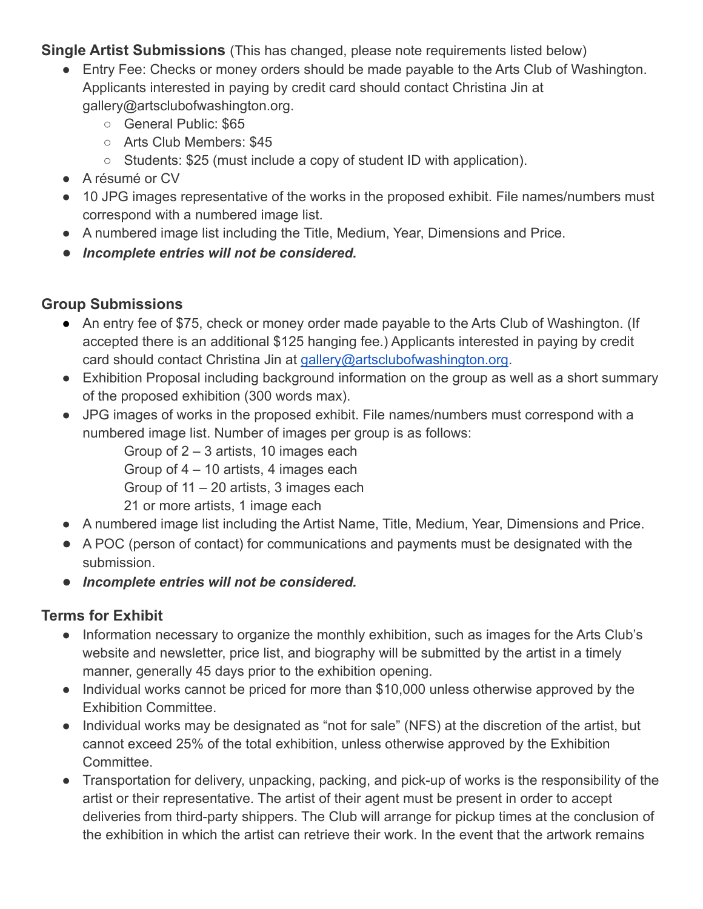**Single Artist Submissions** (This has changed, please note requirements listed below)

- Entry Fee: Checks or money orders should be made payable to the Arts Club of Washington. Applicants interested in paying by credit card should contact Christina Jin at gallery@artsclubofwashington.org.
    - General Public: $65
    - Arts Club Members: $45
    - Students: $25 (must include a copy of student ID with application).
- A résumé or CV
- 10 JPG images representative of the works in the proposed exhibit. File names/numbers must correspond with a numbered image list.
- A numbered image list including the Title, Medium, Year, Dimensions and Price.
- ***Incomplete entries will not be considered.***

**Group Submissions**

- An entry fee of $75, check or money order made payable to the Arts Club of Washington. (If accepted there is an additional $125 hanging fee.) Applicants interested in paying by credit card should contact Christina Jin at [gallery@artsclubofwashington.org](mailto:gallery@artsclubofwashington.org).
- Exhibition Proposal including background information on the group as well as a short summary of the proposed exhibition (300 words max).
- JPG images of works in the proposed exhibit. File names/numbers must correspond with a numbered image list. Number of images per group is as follows:
    - Group of 2 – 3 artists, 10 images each
    - Group of 4 – 10 artists, 4 images each
    - Group of 11 – 20 artists, 3 images each
    - 21 or more artists, 1 image each
- A numbered image list including the Artist Name, Title, Medium, Year, Dimensions and Price.
- A POC (person of contact) for communications and payments must be designated with the submission.
- ***Incomplete entries will not be considered.***

**Terms for Exhibit**

- Information necessary to organize the monthly exhibition, such as images for the Arts Club's website and newsletter, price list, and biography will be submitted by the artist in a timely manner, generally 45 days prior to the exhibition opening.
- Individual works cannot be priced for more than $10,000 unless otherwise approved by the Exhibition Committee.
- Individual works may be designated as "not for sale" (NFS) at the discretion of the artist, but cannot exceed 25% of the total exhibition, unless otherwise approved by the Exhibition Committee.
- Transportation for delivery, unpacking, packing, and pick-up of works is the responsibility of the artist or their representative. The artist of their agent must be present in order to accept deliveries from third-party shippers. The Club will arrange for pickup times at the conclusion of the exhibition in which the artist can retrieve their work. In the event that the artwork remains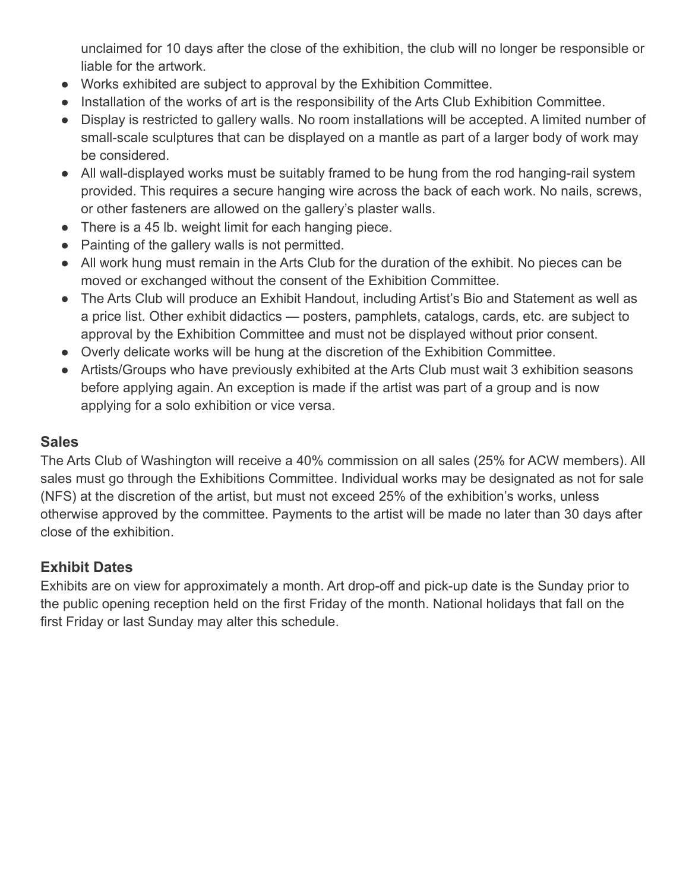unclaimed for 10 days after the close of the exhibition, the club will no longer be responsible or liable for the artwork.

- Works exhibited are subject to approval by the Exhibition Committee.
- Installation of the works of art is the responsibility of the Arts Club Exhibition Committee.
- Display is restricted to gallery walls. No room installations will be accepted. A limited number of small-scale sculptures that can be displayed on a mantle as part of a larger body of work may be considered.
- All wall-displayed works must be suitably framed to be hung from the rod hanging-rail system provided. This requires a secure hanging wire across the back of each work. No nails, screws, or other fasteners are allowed on the gallery's plaster walls.
- There is a 45 lb. weight limit for each hanging piece.
- Painting of the gallery walls is not permitted.
- All work hung must remain in the Arts Club for the duration of the exhibit. No pieces can be moved or exchanged without the consent of the Exhibition Committee.
- The Arts Club will produce an Exhibit Handout, including Artist's Bio and Statement as well as a price list. Other exhibit didactics — posters, pamphlets, catalogs, cards, etc. are subject to approval by the Exhibition Committee and must not be displayed without prior consent.
- Overly delicate works will be hung at the discretion of the Exhibition Committee.
- Artists/Groups who have previously exhibited at the Arts Club must wait 3 exhibition seasons before applying again. An exception is made if the artist was part of a group and is now applying for a solo exhibition or vice versa.

## Sales

The Arts Club of Washington will receive a 40% commission on all sales (25% for ACW members). All sales must go through the Exhibitions Committee. Individual works may be designated as not for sale (NFS) at the discretion of the artist, but must not exceed 25% of the exhibition's works, unless otherwise approved by the committee. Payments to the artist will be made no later than 30 days after close of the exhibition.

## Exhibit Dates

Exhibits are on view for approximately a month. Art drop-off and pick-up date is the Sunday prior to the public opening reception held on the first Friday of the month. National holidays that fall on the first Friday or last Sunday may alter this schedule.